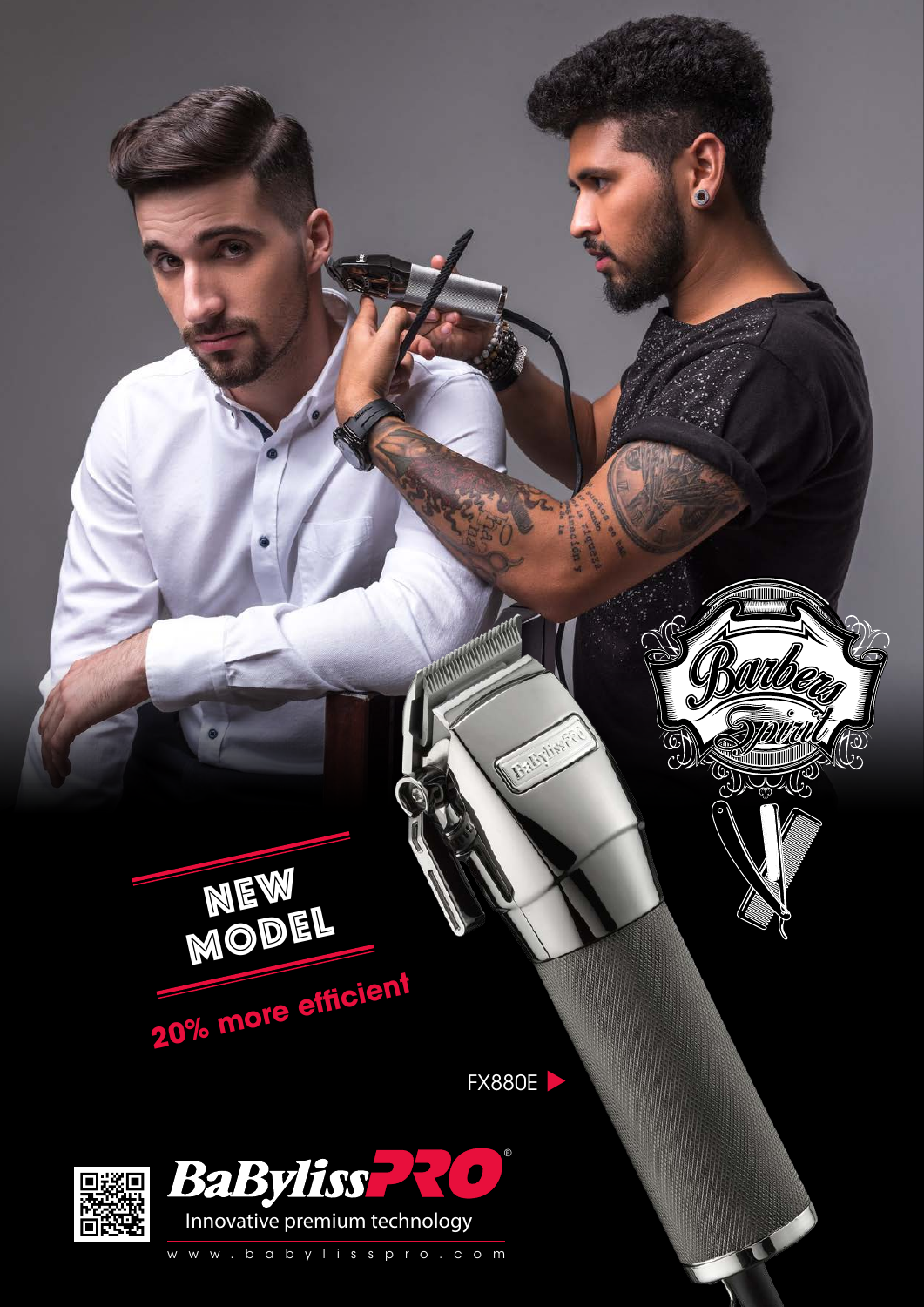NEW MODEL

20% more efficient

FX880E ▶

BaBylissPRO®

Innovative premium technology

www.babylisspro.com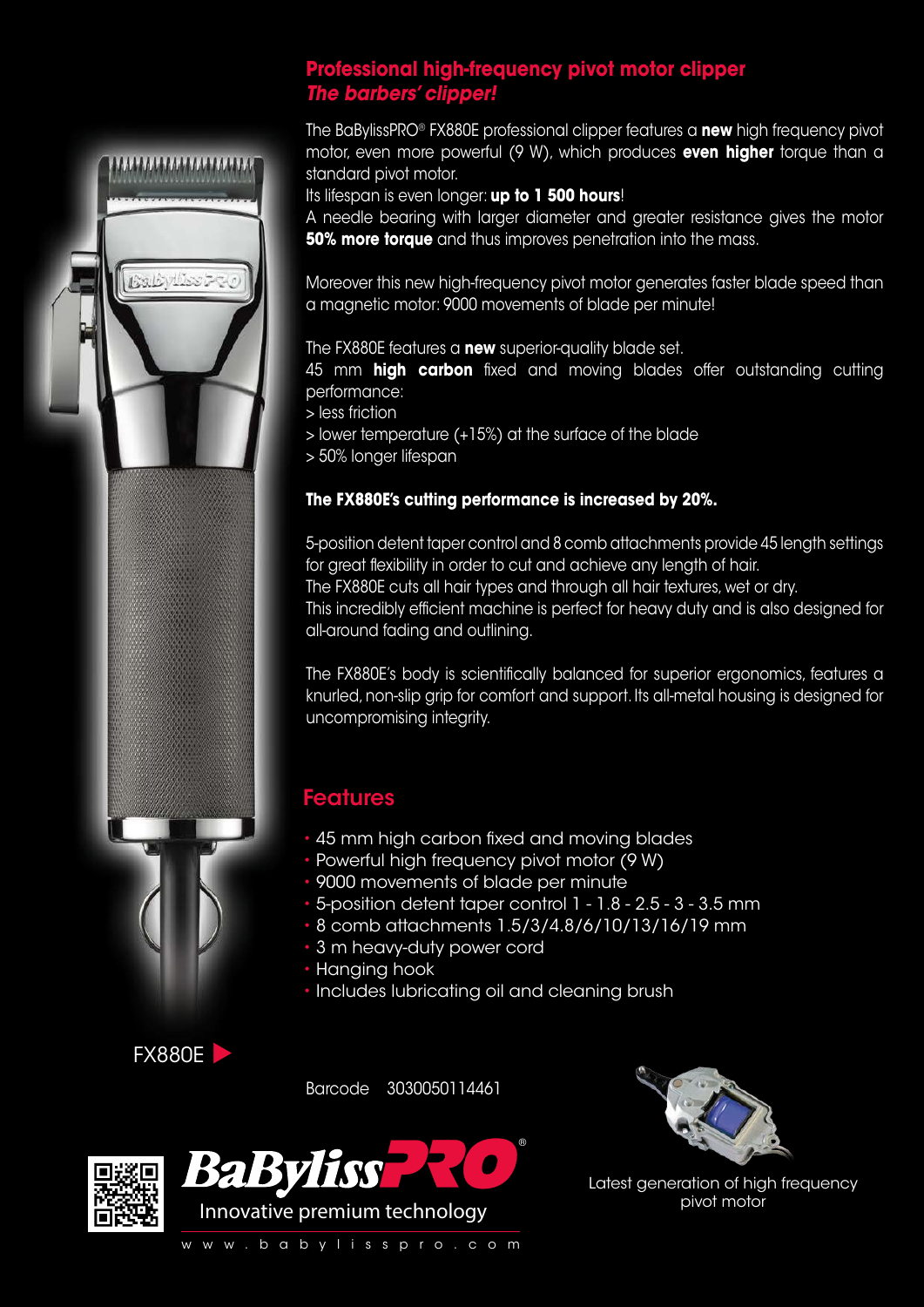## Professional high-frequency pivot motor clipper
### *The barbers' clipper!*

The BaBylissPRO® FX880E professional clipper features a **new** high frequency pivot motor, even more powerful (9 W), which produces **even higher** torque than a standard pivot motor.
Its lifespan is even longer: **up to 1 500 hours**!
A needle bearing with larger diameter and greater resistance gives the motor **50% more torque** and thus improves penetration into the mass.

Moreover this new high-frequency pivot motor generates faster blade speed than a magnetic motor: 9000 movements of blade per minute!

The FX880E features a **new** superior-quality blade set.
45 mm **high carbon** fixed and moving blades offer outstanding cutting performance:
> less friction
> lower temperature (+15%) at the surface of the blade
> 50% longer lifespan

**The FX880E's cutting performance is increased by 20%.**

5-position detent taper control and 8 comb attachments provide 45 length settings for great flexibility in order to cut and achieve any length of hair.
The FX880E cuts all hair types and through all hair textures, wet or dry.
This incredibly efficient machine is perfect for heavy duty and is also designed for all-around fading and outlining.

The FX880E's body is scientifically balanced for superior ergonomics, features a knurled, non-slip grip for comfort and support. Its all-metal housing is designed for uncompromising integrity.

## Features

- 45 mm high carbon fixed and moving blades
- Powerful high frequency pivot motor (9 W)
- 9000 movements of blade per minute
- 5-position detent taper control 1 - 1.8 - 2.5 - 3 - 3.5 mm
- 8 comb attachments 1.5/3/4.8/6/10/13/16/19 mm
- 3 m heavy-duty power cord
- Hanging hook
- Includes lubricating oil and cleaning brush

FX880E

Barcode 3030050114461

Latest generation of high frequency pivot motor

BaBylissPRO®
Innovative premium technology
www.babylisspro.com